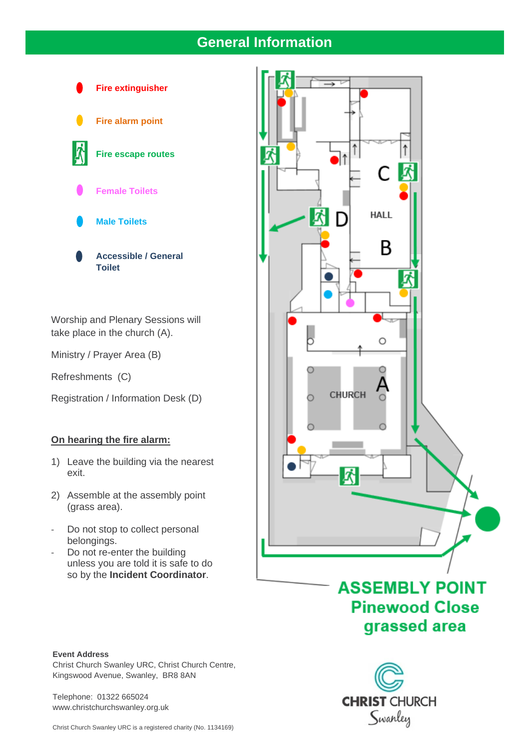# General Information

- Fire extinguisher
- Fire alarm point
- Fire escape routes
- Female Toilets
- Male Toilets
- Accessible / General Toilet

Worship and Plenary Sessions will take place in the church (A).

Ministry / Prayer Area (B)

Refreshments (C)

Registration / Information Desk (D)

**On hearing the fire alarm:**

1) Leave the building via the nearest exit.
2) Assemble at the assembly point (grass area).

- Do not stop to collect personal belongings.
- Do not re-enter the building unless you are told it is safe to do so by the **Incident Coordinator**.

HALL

CHURCH

**ASSEMBLY POINT**
**Pinewood Close grassed area**

**Event Address**
Christ Church Swanley URC, Christ Church Centre, Kingswood Avenue, Swanley, BR8 8AN

Telephone: 01322 665024
www.christchurchswanley.org.uk

Christ Church Swanley URC is a registered charity (No. 1134169)

CHRIST CHURCH Swanley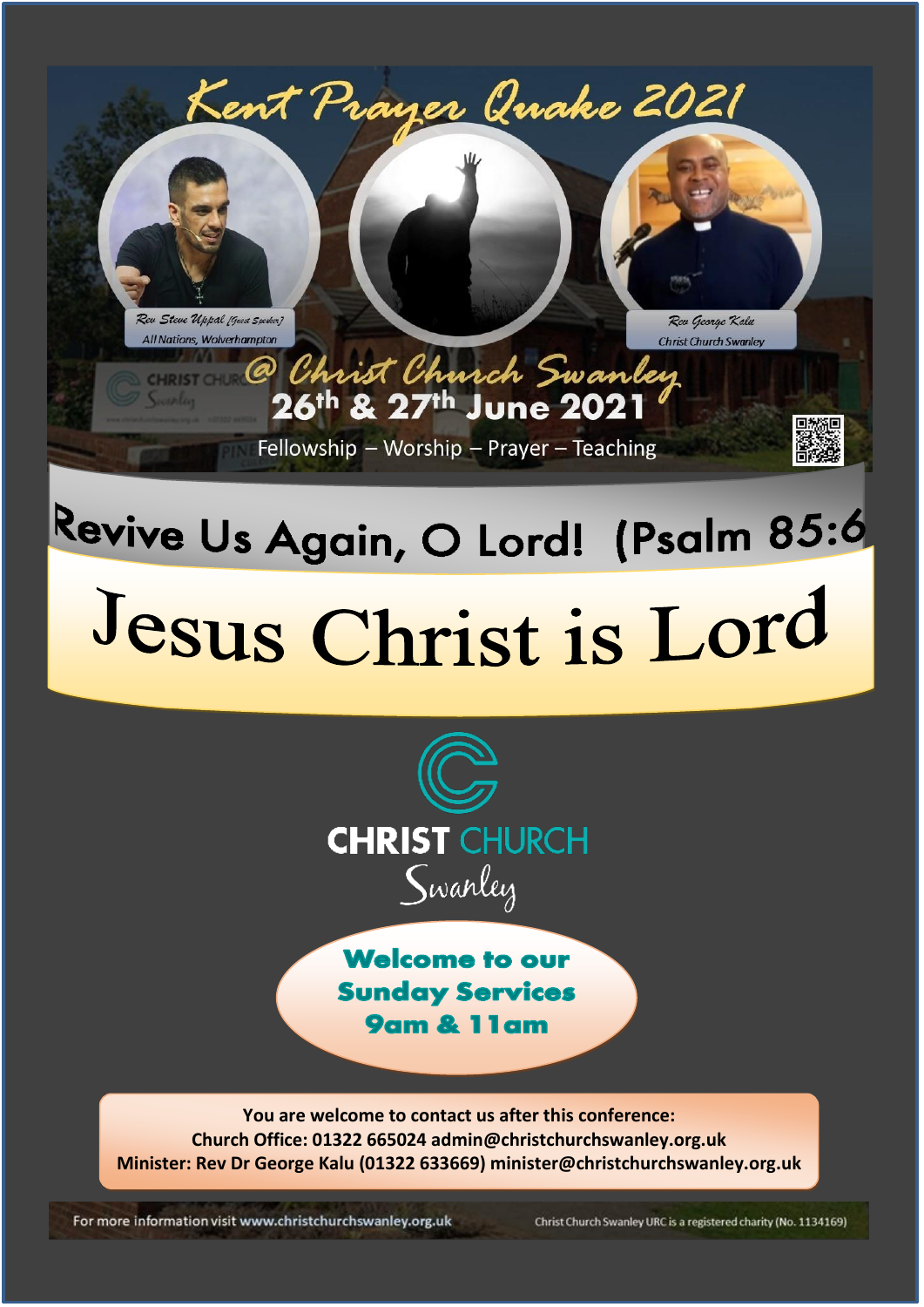# Kent Prayer Quake 2021

Rev Steve Uppal [Guest Speaker]
All Nations, Wolverhampton

Rev George Kalu
Christ Church Swanley

## @ Christ Church Swanley

**26th & 27th June 2021**

Fellowship – Worship – Prayer – Teaching

## Revive Us Again, O Lord! (Psalm 85:6

# Jesus Christ is Lord

**CHRIST CHURCH**
Swanley

**Welcome to our Sunday Services**
**9am & 11am**

**You are welcome to contact us after this conference:**
**Church Office: 01322 665024 admin@christchurchswanley.org.uk**
**Minister: Rev Dr George Kalu (01322 633669) minister@christchurchswanley.org.uk**

For more information visit **www.christchurchswanley.org.uk**

Christ Church Swanley URC is a registered charity (No. 1134169)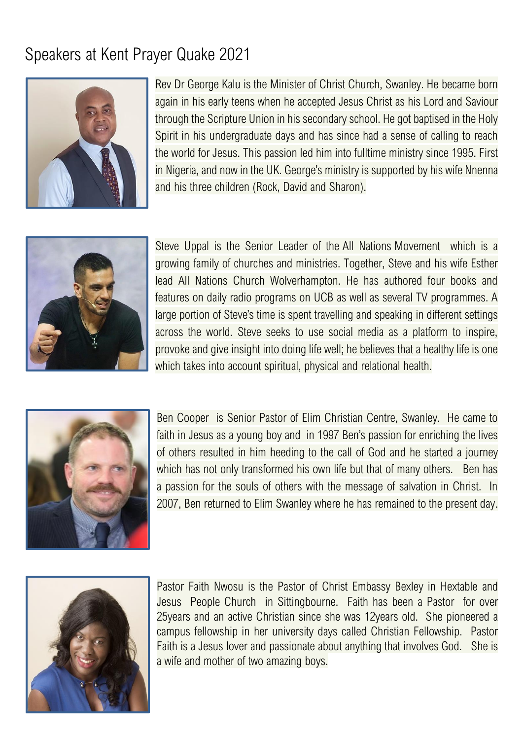# Speakers at Kent Prayer Quake 2021

Rev Dr George Kalu is the Minister of Christ Church, Swanley. He became born again in his early teens when he accepted Jesus Christ as his Lord and Saviour through the Scripture Union in his secondary school. He got baptised in the Holy Spirit in his undergraduate days and has since had a sense of calling to reach the world for Jesus. This passion led him into fulltime ministry since 1995. First in Nigeria, and now in the UK. George's ministry is supported by his wife Nnenna and his three children (Rock, David and Sharon).

Steve Uppal is the Senior Leader of the All Nations Movement which is a growing family of churches and ministries. Together, Steve and his wife Esther lead All Nations Church Wolverhampton. He has authored four books and features on daily radio programs on UCB as well as several TV programmes. A large portion of Steve's time is spent travelling and speaking in different settings across the world. Steve seeks to use social media as a platform to inspire, provoke and give insight into doing life well; he believes that a healthy life is one which takes into account spiritual, physical and relational health.

Ben Cooper is Senior Pastor of Elim Christian Centre, Swanley. He came to faith in Jesus as a young boy and in 1997 Ben's passion for enriching the lives of others resulted in him heeding to the call of God and he started a journey which has not only transformed his own life but that of many others. Ben has a passion for the souls of others with the message of salvation in Christ. In 2007, Ben returned to Elim Swanley where he has remained to the present day.

Pastor Faith Nwosu is the Pastor of Christ Embassy Bexley in Hextable and Jesus People Church in Sittingbourne. Faith has been a Pastor for over 25years and an active Christian since she was 12years old. She pioneered a campus fellowship in her university days called Christian Fellowship. Pastor Faith is a Jesus lover and passionate about anything that involves God. She is a wife and mother of two amazing boys.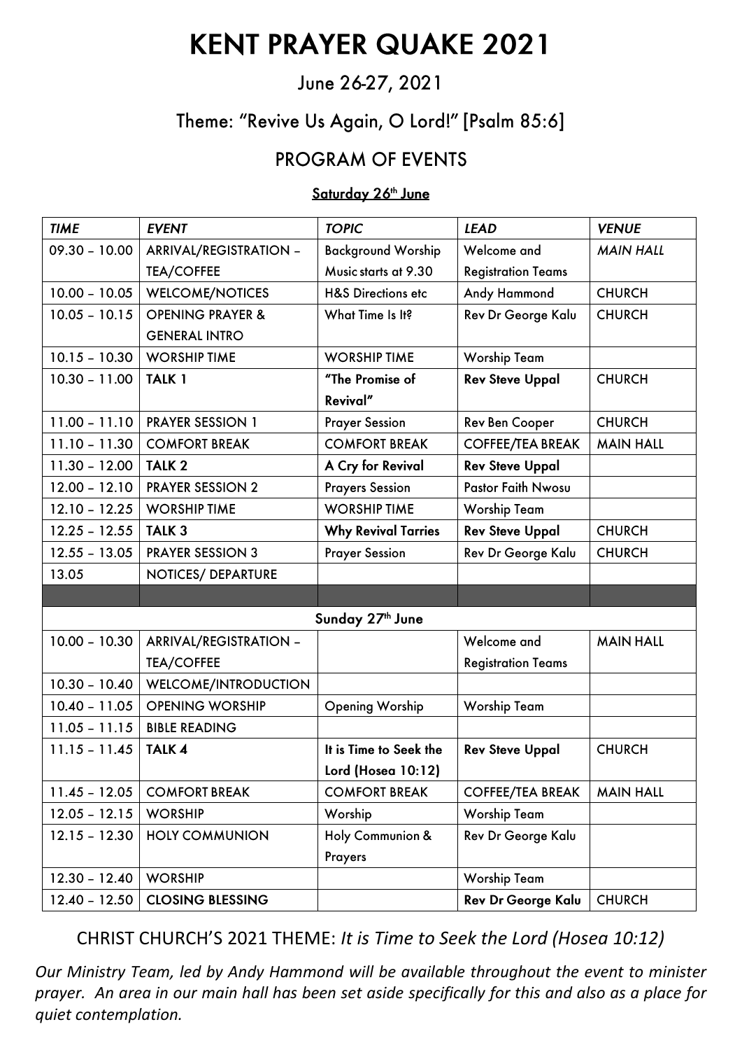# KENT PRAYER QUAKE 2021

## June 26-27, 2021

## Theme: "Revive Us Again, O Lord!" [Psalm 85:6]

## PROGRAM OF EVENTS

**Saturday 26th June**

| *TIME* | *EVENT* | *TOPIC* | *LEAD* | *VENUE* |
|---|---|---|---|---|
| 09.30 – 10.00 | ARRIVAL/REGISTRATION – TEA/COFFEE | Background Worship Music starts at 9.30 | Welcome and Registration Teams | *MAIN HALL* |
| 10.00 – 10.05 | WELCOME/NOTICES | H&S Directions etc | Andy Hammond | CHURCH |
| 10.05 – 10.15 | OPENING PRAYER & GENERAL INTRO | What Time Is It? | Rev Dr George Kalu | CHURCH |
| 10.15 – 10.30 | WORSHIP TIME | WORSHIP TIME | Worship Team | |
| 10.30 – 11.00 | **TALK 1** | **"The Promise of Revival"** | **Rev Steve Uppal** | CHURCH |
| 11.00 – 11.10 | PRAYER SESSION 1 | Prayer Session | Rev Ben Cooper | CHURCH |
| 11.10 – 11.30 | COMFORT BREAK | COMFORT BREAK | COFFEE/TEA BREAK | MAIN HALL |
| 11.30 – 12.00 | **TALK 2** | **A Cry for Revival** | **Rev Steve Uppal** | |
| 12.00 – 12.10 | PRAYER SESSION 2 | Prayers Session | Pastor Faith Nwosu | |
| 12.10 – 12.25 | WORSHIP TIME | WORSHIP TIME | Worship Team | |
| 12.25 – 12.55 | **TALK 3** | **Why Revival Tarries** | **Rev Steve Uppal** | CHURCH |
| 12.55 – 13.05 | PRAYER SESSION 3 | Prayer Session | Rev Dr George Kalu | CHURCH |
| 13.05 | NOTICES/ DEPARTURE | | | |
| | | | | |
| **Sunday 27th June** | | | | |
| 10.00 – 10.30 | ARRIVAL/REGISTRATION – TEA/COFFEE | | Welcome and Registration Teams | MAIN HALL |
| 10.30 – 10.40 | WELCOME/INTRODUCTION | | | |
| 10.40 – 11.05 | OPENING WORSHIP | Opening Worship | Worship Team | |
| 11.05 – 11.15 | BIBLE READING | | | |
| 11.15 – 11.45 | **TALK 4** | **It is Time to Seek the Lord (Hosea 10:12)** | **Rev Steve Uppal** | CHURCH |
| 11.45 – 12.05 | COMFORT BREAK | COMFORT BREAK | COFFEE/TEA BREAK | MAIN HALL |
| 12.05 – 12.15 | WORSHIP | Worship | Worship Team | |
| 12.15 – 12.30 | HOLY COMMUNION | Holy Communion & Prayers | Rev Dr George Kalu | |
| 12.30 – 12.40 | WORSHIP | | Worship Team | |
| 12.40 – 12.50 | **CLOSING BLESSING** | | **Rev Dr George Kalu** | CHURCH |

CHRIST CHURCH'S 2021 THEME: *It is Time to Seek the Lord (Hosea 10:12)*

*Our Ministry Team, led by Andy Hammond will be available throughout the event to minister prayer. An area in our main hall has been set aside specifically for this and also as a place for quiet contemplation.*